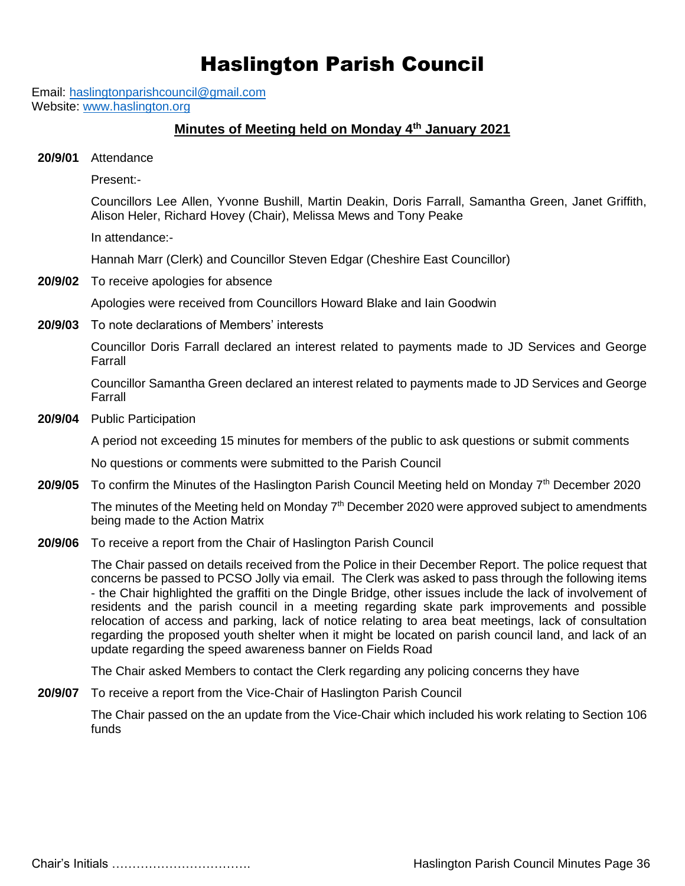# Haslington Parish Council

Email: haslingtonparishcouncil@gmail.com
Website: www.haslington.org

## Minutes of Meeting held on Monday 4th January 2021

**20/9/01** Attendance

Present:-

Councillors Lee Allen, Yvonne Bushill, Martin Deakin, Doris Farrall, Samantha Green, Janet Griffith, Alison Heler, Richard Hovey (Chair), Melissa Mews and Tony Peake

In attendance:-

Hannah Marr (Clerk) and Councillor Steven Edgar (Cheshire East Councillor)

**20/9/02** To receive apologies for absence

Apologies were received from Councillors Howard Blake and Iain Goodwin

**20/9/03** To note declarations of Members' interests

Councillor Doris Farrall declared an interest related to payments made to JD Services and George Farrall

Councillor Samantha Green declared an interest related to payments made to JD Services and George Farrall

**20/9/04** Public Participation

A period not exceeding 15 minutes for members of the public to ask questions or submit comments

No questions or comments were submitted to the Parish Council

**20/9/05** To confirm the Minutes of the Haslington Parish Council Meeting held on Monday 7th December 2020

The minutes of the Meeting held on Monday 7th December 2020 were approved subject to amendments being made to the Action Matrix

**20/9/06** To receive a report from the Chair of Haslington Parish Council

The Chair passed on details received from the Police in their December Report. The police request that concerns be passed to PCSO Jolly via email. The Clerk was asked to pass through the following items - the Chair highlighted the graffiti on the Dingle Bridge, other issues include the lack of involvement of residents and the parish council in a meeting regarding skate park improvements and possible relocation of access and parking, lack of notice relating to area beat meetings, lack of consultation regarding the proposed youth shelter when it might be located on parish council land, and lack of an update regarding the speed awareness banner on Fields Road

The Chair asked Members to contact the Clerk regarding any policing concerns they have

**20/9/07** To receive a report from the Vice-Chair of Haslington Parish Council

The Chair passed on the an update from the Vice-Chair which included his work relating to Section 106 funds

Chair's Initials …………………………….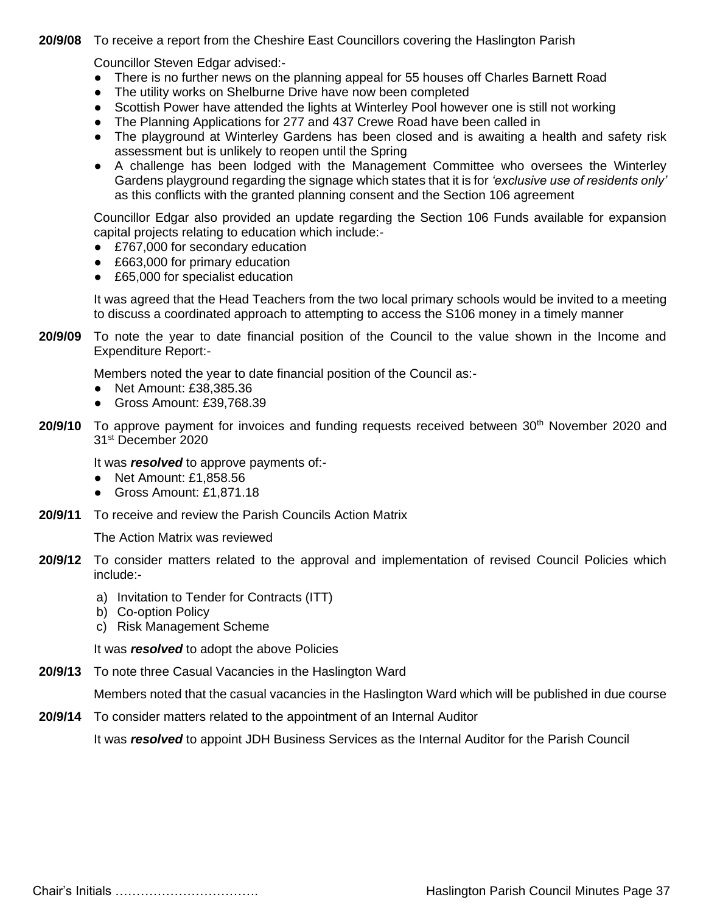**20/9/08** To receive a report from the Cheshire East Councillors covering the Haslington Parish

Councillor Steven Edgar advised:-

- There is no further news on the planning appeal for 55 houses off Charles Barnett Road
- The utility works on Shelburne Drive have now been completed
- Scottish Power have attended the lights at Winterley Pool however one is still not working
- The Planning Applications for 277 and 437 Crewe Road have been called in
- The playground at Winterley Gardens has been closed and is awaiting a health and safety risk assessment but is unlikely to reopen until the Spring
- A challenge has been lodged with the Management Committee who oversees the Winterley Gardens playground regarding the signage which states that it is for *'exclusive use of residents only'* as this conflicts with the granted planning consent and the Section 106 agreement

Councillor Edgar also provided an update regarding the Section 106 Funds available for expansion capital projects relating to education which include:-

- £767,000 for secondary education
- £663,000 for primary education
- £65,000 for specialist education

It was agreed that the Head Teachers from the two local primary schools would be invited to a meeting to discuss a coordinated approach to attempting to access the S106 money in a timely manner

**20/9/09** To note the year to date financial position of the Council to the value shown in the Income and Expenditure Report:-

Members noted the year to date financial position of the Council as:-

- Net Amount: £38,385.36
- Gross Amount: £39,768.39

**20/9/10** To approve payment for invoices and funding requests received between 30th November 2020 and 31st December 2020

It was ***resolved*** to approve payments of:-

- Net Amount: £1,858.56
- Gross Amount: £1,871.18

**20/9/11** To receive and review the Parish Councils Action Matrix

The Action Matrix was reviewed

**20/9/12** To consider matters related to the approval and implementation of revised Council Policies which include:-

a) Invitation to Tender for Contracts (ITT)
b) Co-option Policy
c) Risk Management Scheme

It was ***resolved*** to adopt the above Policies

**20/9/13** To note three Casual Vacancies in the Haslington Ward

Members noted that the casual vacancies in the Haslington Ward which will be published in due course

**20/9/14** To consider matters related to the appointment of an Internal Auditor

It was ***resolved*** to appoint JDH Business Services as the Internal Auditor for the Parish Council

Chair's Initials …………………………….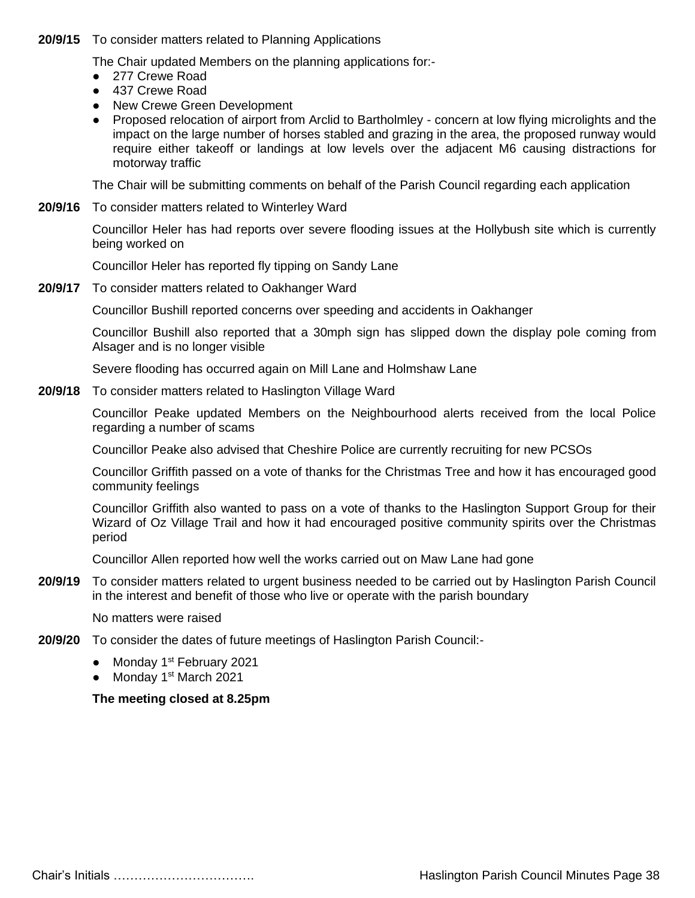**20/9/15** To consider matters related to Planning Applications

The Chair updated Members on the planning applications for:-

- 277 Crewe Road
- 437 Crewe Road
- New Crewe Green Development
- Proposed relocation of airport from Arclid to Bartholmley - concern at low flying microlights and the impact on the large number of horses stabled and grazing in the area, the proposed runway would require either takeoff or landings at low levels over the adjacent M6 causing distractions for motorway traffic

The Chair will be submitting comments on behalf of the Parish Council regarding each application

**20/9/16** To consider matters related to Winterley Ward

Councillor Heler has had reports over severe flooding issues at the Hollybush site which is currently being worked on

Councillor Heler has reported fly tipping on Sandy Lane

**20/9/17** To consider matters related to Oakhanger Ward

Councillor Bushill reported concerns over speeding and accidents in Oakhanger

Councillor Bushill also reported that a 30mph sign has slipped down the display pole coming from Alsager and is no longer visible

Severe flooding has occurred again on Mill Lane and Holmshaw Lane

**20/9/18** To consider matters related to Haslington Village Ward

Councillor Peake updated Members on the Neighbourhood alerts received from the local Police regarding a number of scams

Councillor Peake also advised that Cheshire Police are currently recruiting for new PCSOs

Councillor Griffith passed on a vote of thanks for the Christmas Tree and how it has encouraged good community feelings

Councillor Griffith also wanted to pass on a vote of thanks to the Haslington Support Group for their Wizard of Oz Village Trail and how it had encouraged positive community spirits over the Christmas period

Councillor Allen reported how well the works carried out on Maw Lane had gone

**20/9/19** To consider matters related to urgent business needed to be carried out by Haslington Parish Council in the interest and benefit of those who live or operate with the parish boundary

No matters were raised

**20/9/20** To consider the dates of future meetings of Haslington Parish Council:-

- Monday 1st February 2021
- Monday 1st March 2021

**The meeting closed at 8.25pm**

Chair's Initials …………………………….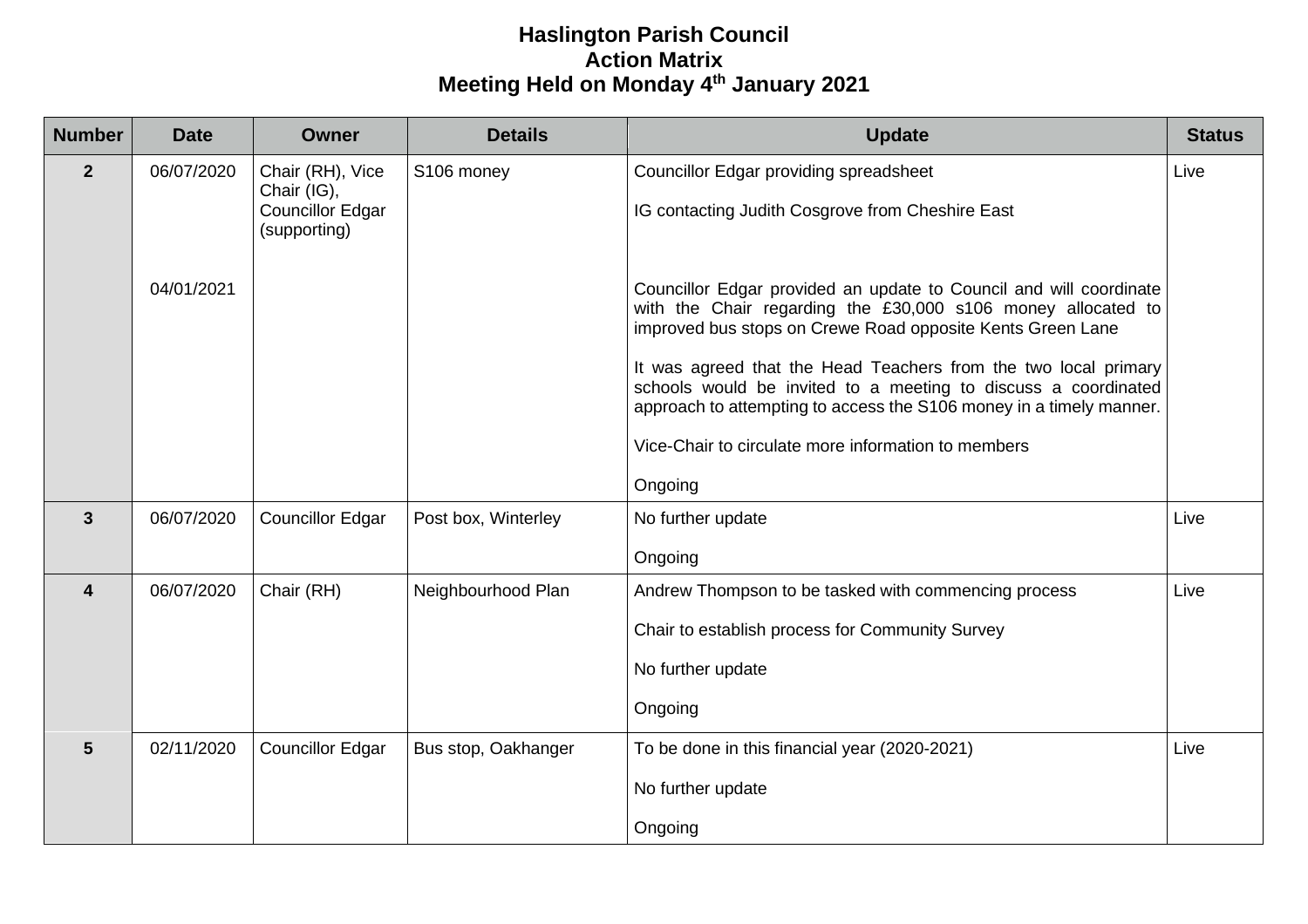# Haslington Parish Council
## Action Matrix
## Meeting Held on Monday 4th January 2021

| Number | Date | Owner | Details | Update | Status |
|---|---|---|---|---|---|
| **2** | 06/07/2020<br><br>04/01/2021 | Chair (RH), Vice Chair (IG), Councillor Edgar (supporting) | S106 money | Councillor Edgar providing spreadsheet<br><br>IG contacting Judith Cosgrove from Cheshire East<br><br>Councillor Edgar provided an update to Council and will coordinate with the Chair regarding the £30,000 s106 money allocated to improved bus stops on Crewe Road opposite Kents Green Lane<br><br>It was agreed that the Head Teachers from the two local primary schools would be invited to a meeting to discuss a coordinated approach to attempting to access the S106 money in a timely manner.<br><br>Vice-Chair to circulate more information to members<br><br>Ongoing | Live |
| **3** | 06/07/2020 | Councillor Edgar | Post box, Winterley | No further update<br><br>Ongoing | Live |
| **4** | 06/07/2020 | Chair (RH) | Neighbourhood Plan | Andrew Thompson to be tasked with commencing process<br><br>Chair to establish process for Community Survey<br><br>No further update<br><br>Ongoing | Live |
| **5** | 02/11/2020 | Councillor Edgar | Bus stop, Oakhanger | To be done in this financial year (2020-2021)<br><br>No further update<br><br>Ongoing | Live |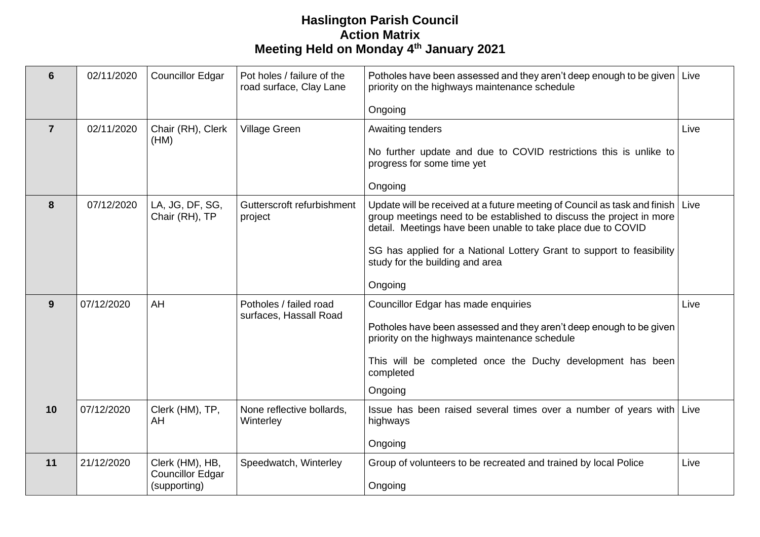# Haslington Parish Council
## Action Matrix
### Meeting Held on Monday 4th January 2021

| | | | | | |
|---|---|---|---|---|---|
| **6** | 02/11/2020 | Councillor Edgar | Pot holes / failure of the road surface, Clay Lane | Potholes have been assessed and they aren't deep enough to be given priority on the highways maintenance schedule<br><br>Ongoing | Live |
| **7** | 02/11/2020 | Chair (RH), Clerk (HM) | Village Green | Awaiting tenders<br><br>No further update and due to COVID restrictions this is unlike to progress for some time yet<br><br>Ongoing | Live |
| **8** | 07/12/2020 | LA, JG, DF, SG, Chair (RH), TP | Gutterscroft refurbishment project | Update will be received at a future meeting of Council as task and finish group meetings need to be established to discuss the project in more detail. Meetings have been unable to take place due to COVID<br><br>SG has applied for a National Lottery Grant to support to feasibility study for the building and area<br><br>Ongoing | Live |
| **9** | 07/12/2020 | AH | Potholes / failed road surfaces, Hassall Road | Councillor Edgar has made enquiries<br><br>Potholes have been assessed and they aren't deep enough to be given priority on the highways maintenance schedule<br><br>This will be completed once the Duchy development has been completed<br><br>Ongoing | Live |
| **10** | 07/12/2020 | Clerk (HM), TP, AH | None reflective bollards, Winterley | Issue has been raised several times over a number of years with highways<br><br>Ongoing | Live |
| **11** | 21/12/2020 | Clerk (HM), HB, Councillor Edgar (supporting) | Speedwatch, Winterley | Group of volunteers to be recreated and trained by local Police<br><br>Ongoing | Live |